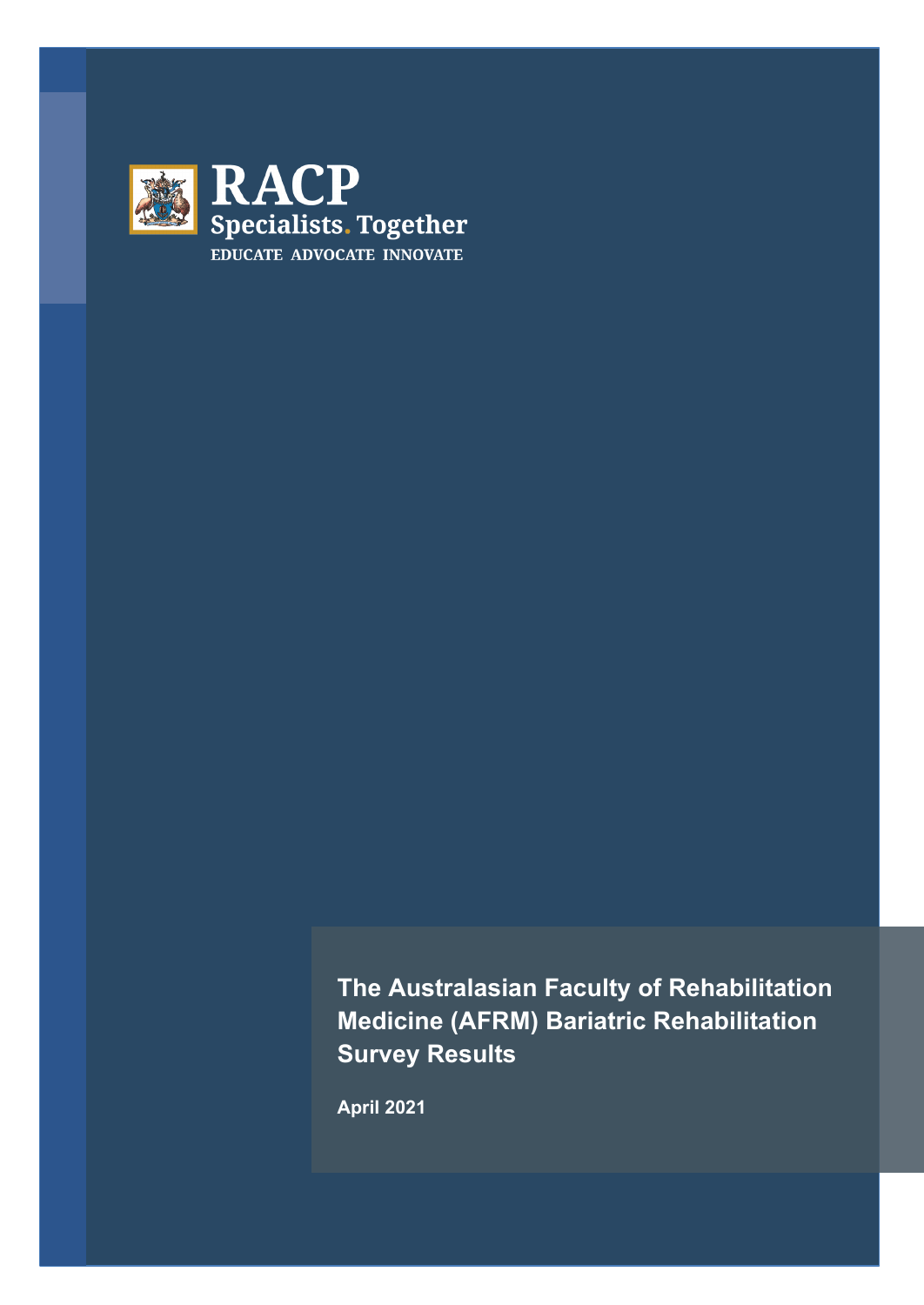RACP
Specialists. Together
EDUCATE ADVOCATE INNOVATE

# The Australasian Faculty of Rehabilitation Medicine (AFRM) Bariatric Rehabilitation Survey Results

**April 2021**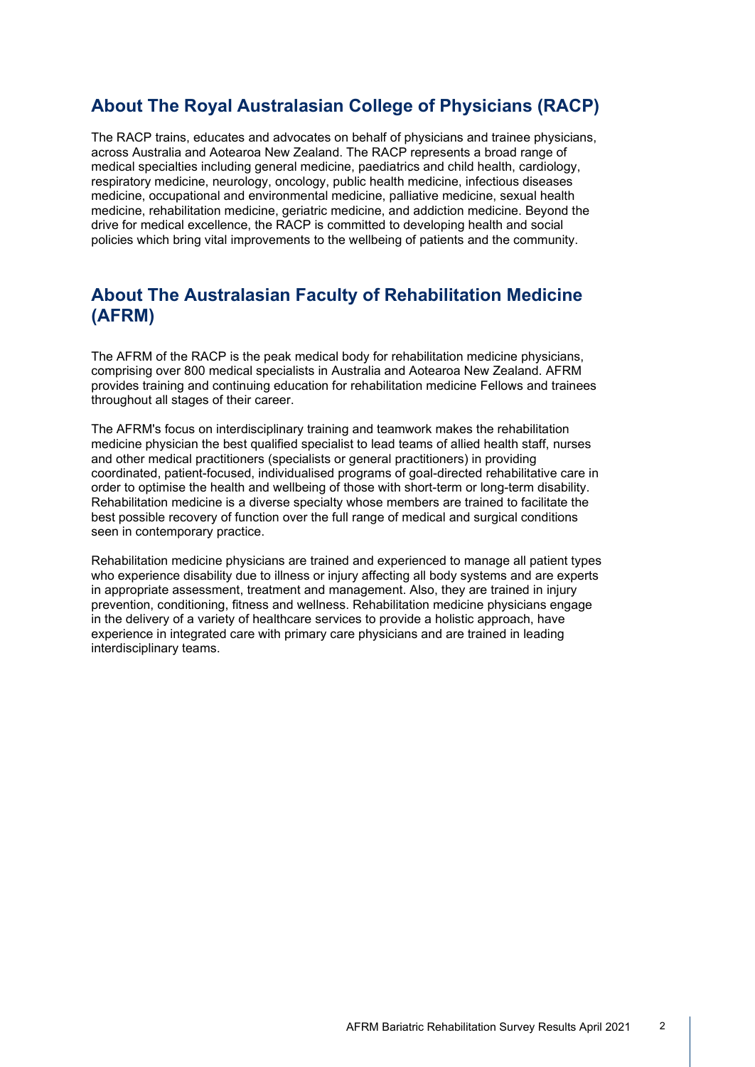## About The Royal Australasian College of Physicians (RACP)

The RACP trains, educates and advocates on behalf of physicians and trainee physicians, across Australia and Aotearoa New Zealand. The RACP represents a broad range of medical specialties including general medicine, paediatrics and child health, cardiology, respiratory medicine, neurology, oncology, public health medicine, infectious diseases medicine, occupational and environmental medicine, palliative medicine, sexual health medicine, rehabilitation medicine, geriatric medicine, and addiction medicine. Beyond the drive for medical excellence, the RACP is committed to developing health and social policies which bring vital improvements to the wellbeing of patients and the community.

## About The Australasian Faculty of Rehabilitation Medicine (AFRM)

The AFRM of the RACP is the peak medical body for rehabilitation medicine physicians, comprising over 800 medical specialists in Australia and Aotearoa New Zealand. AFRM provides training and continuing education for rehabilitation medicine Fellows and trainees throughout all stages of their career.

The AFRM's focus on interdisciplinary training and teamwork makes the rehabilitation medicine physician the best qualified specialist to lead teams of allied health staff, nurses and other medical practitioners (specialists or general practitioners) in providing coordinated, patient-focused, individualised programs of goal-directed rehabilitative care in order to optimise the health and wellbeing of those with short-term or long-term disability. Rehabilitation medicine is a diverse specialty whose members are trained to facilitate the best possible recovery of function over the full range of medical and surgical conditions seen in contemporary practice.

Rehabilitation medicine physicians are trained and experienced to manage all patient types who experience disability due to illness or injury affecting all body systems and are experts in appropriate assessment, treatment and management. Also, they are trained in injury prevention, conditioning, fitness and wellness. Rehabilitation medicine physicians engage in the delivery of a variety of healthcare services to provide a holistic approach, have experience in integrated care with primary care physicians and are trained in leading interdisciplinary teams.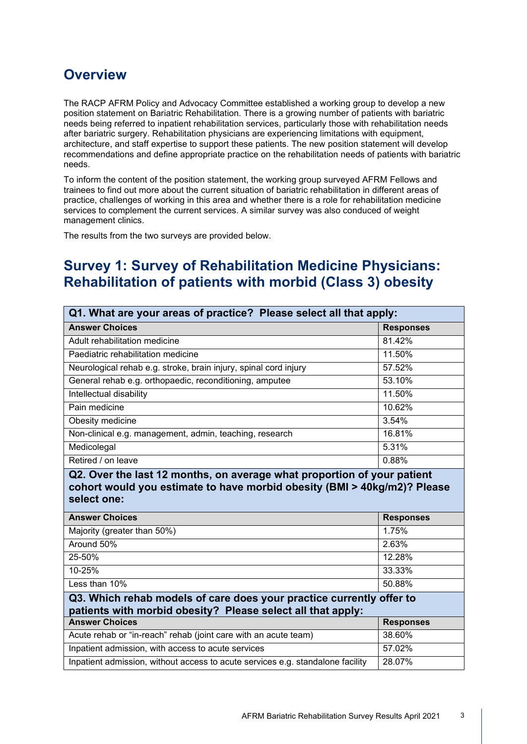## Overview

The RACP AFRM Policy and Advocacy Committee established a working group to develop a new position statement on Bariatric Rehabilitation. There is a growing number of patients with bariatric needs being referred to inpatient rehabilitation services, particularly those with rehabilitation needs after bariatric surgery. Rehabilitation physicians are experiencing limitations with equipment, architecture, and staff expertise to support these patients. The new position statement will develop recommendations and define appropriate practice on the rehabilitation needs of patients with bariatric needs.

To inform the content of the position statement, the working group surveyed AFRM Fellows and trainees to find out more about the current situation of bariatric rehabilitation in different areas of practice, challenges of working in this area and whether there is a role for rehabilitation medicine services to complement the current services. A similar survey was also conduced of weight management clinics.

The results from the two surveys are provided below.

## Survey 1: Survey of Rehabilitation Medicine Physicians: Rehabilitation of patients with morbid (Class 3) obesity

| **Q1. What are your areas of practice? Please select all that apply:** | |
|---|---|
| **Answer Choices** | **Responses** |
| Adult rehabilitation medicine | 81.42% |
| Paediatric rehabilitation medicine | 11.50% |
| Neurological rehab e.g. stroke, brain injury, spinal cord injury | 57.52% |
| General rehab e.g. orthopaedic, reconditioning, amputee | 53.10% |
| Intellectual disability | 11.50% |
| Pain medicine | 10.62% |
| Obesity medicine | 3.54% |
| Non-clinical e.g. management, admin, teaching, research | 16.81% |
| Medicolegal | 5.31% |
| Retired / on leave | 0.88% |
| **Q2. Over the last 12 months, on average what proportion of your patient cohort would you estimate to have morbid obesity (BMI > 40kg/m2)? Please select one:** | |
| **Answer Choices** | **Responses** |
| Majority (greater than 50%) | 1.75% |
| Around 50% | 2.63% |
| 25-50% | 12.28% |
| 10-25% | 33.33% |
| Less than 10% | 50.88% |
| **Q3. Which rehab models of care does your practice currently offer to patients with morbid obesity? Please select all that apply:** | |
| **Answer Choices** | **Responses** |
| Acute rehab or "in-reach" rehab (joint care with an acute team) | 38.60% |
| Inpatient admission, with access to acute services | 57.02% |
| Inpatient admission, without access to acute services e.g. standalone facility | 28.07% |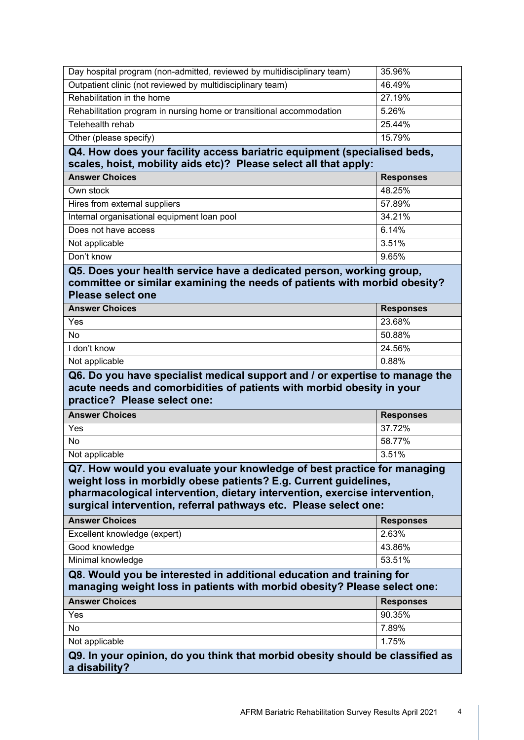| | |
|---|---|
| Day hospital program (non-admitted, reviewed by multidisciplinary team) | 35.96% |
| Outpatient clinic (not reviewed by multidisciplinary team) | 46.49% |
| Rehabilitation in the home | 27.19% |
| Rehabilitation program in nursing home or transitional accommodation | 5.26% |
| Telehealth rehab | 25.44% |
| Other (please specify) | 15.79% |

### Q4. How does your facility access bariatric equipment (specialised beds, scales, hoist, mobility aids etc)? Please select all that apply:

| Answer Choices | Responses |
|---|---|
| Own stock | 48.25% |
| Hires from external suppliers | 57.89% |
| Internal organisational equipment loan pool | 34.21% |
| Does not have access | 6.14% |
| Not applicable | 3.51% |
| Don't know | 9.65% |

### Q5. Does your health service have a dedicated person, working group, committee or similar examining the needs of patients with morbid obesity? Please select one

| Answer Choices | Responses |
|---|---|
| Yes | 23.68% |
| No | 50.88% |
| I don't know | 24.56% |
| Not applicable | 0.88% |

### Q6. Do you have specialist medical support and / or expertise to manage the acute needs and comorbidities of patients with morbid obesity in your practice? Please select one:

| Answer Choices | Responses |
|---|---|
| Yes | 37.72% |
| No | 58.77% |
| Not applicable | 3.51% |

### Q7. How would you evaluate your knowledge of best practice for managing weight loss in morbidly obese patients? E.g. Current guidelines, pharmacological intervention, dietary intervention, exercise intervention, surgical intervention, referral pathways etc. Please select one:

| Answer Choices | Responses |
|---|---|
| Excellent knowledge (expert) | 2.63% |
| Good knowledge | 43.86% |
| Minimal knowledge | 53.51% |

### Q8. Would you be interested in additional education and training for managing weight loss in patients with morbid obesity? Please select one:

| Answer Choices | Responses |
|---|---|
| Yes | 90.35% |
| No | 7.89% |
| Not applicable | 1.75% |

### Q9. In your opinion, do you think that morbid obesity should be classified as a disability?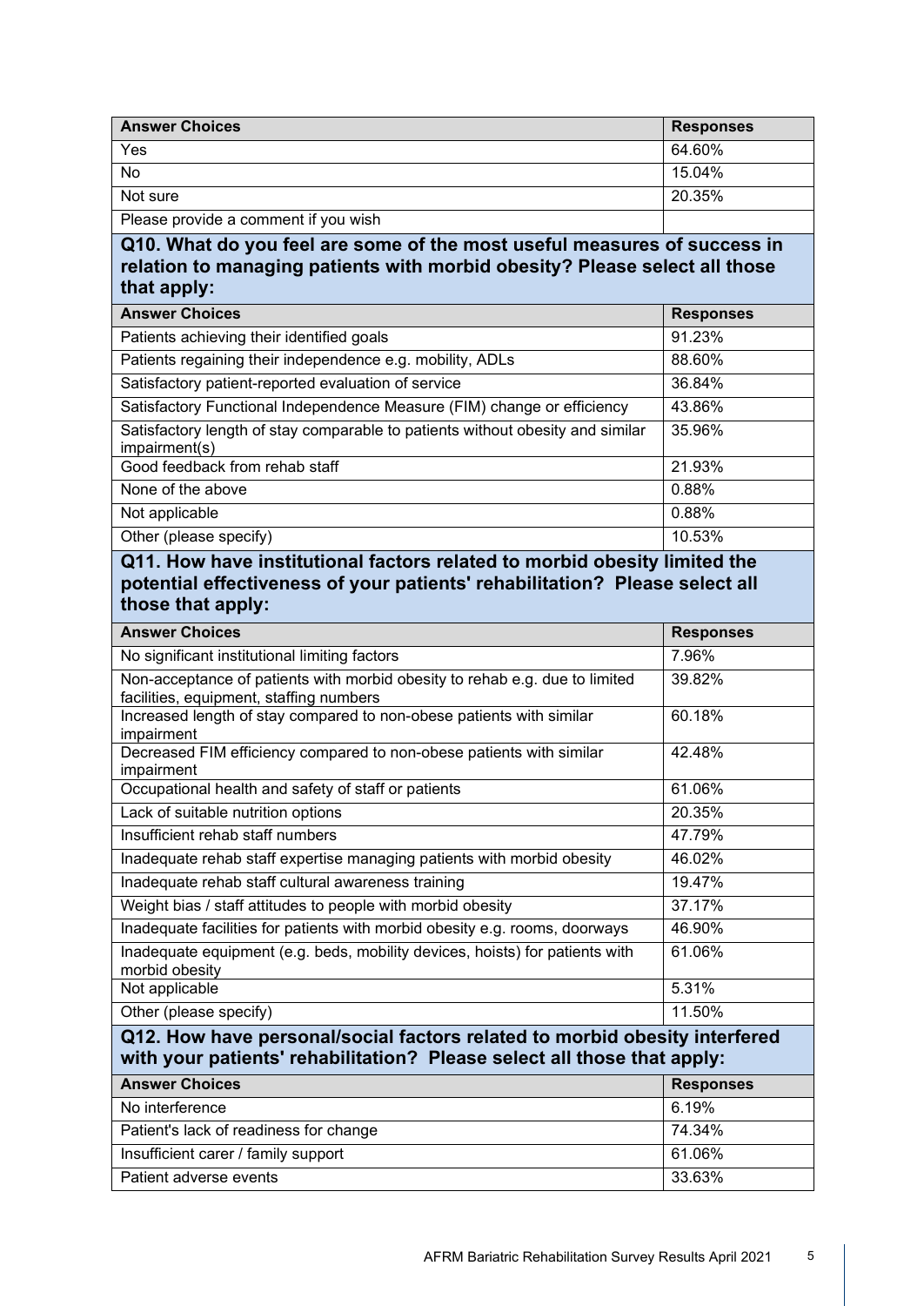| Answer Choices | Responses |
|---|---|
| Yes | 64.60% |
| No | 15.04% |
| Not sure | 20.35% |
| Please provide a comment if you wish | |

### Q10. What do you feel are some of the most useful measures of success in relation to managing patients with morbid obesity? Please select all those that apply:

| Answer Choices | Responses |
|---|---|
| Patients achieving their identified goals | 91.23% |
| Patients regaining their independence e.g. mobility, ADLs | 88.60% |
| Satisfactory patient-reported evaluation of service | 36.84% |
| Satisfactory Functional Independence Measure (FIM) change or efficiency | 43.86% |
| Satisfactory length of stay comparable to patients without obesity and similar impairment(s) | 35.96% |
| Good feedback from rehab staff | 21.93% |
| None of the above | 0.88% |
| Not applicable | 0.88% |
| Other (please specify) | 10.53% |

### Q11. How have institutional factors related to morbid obesity limited the potential effectiveness of your patients' rehabilitation? Please select all those that apply:

| Answer Choices | Responses |
|---|---|
| No significant institutional limiting factors | 7.96% |
| Non-acceptance of patients with morbid obesity to rehab e.g. due to limited facilities, equipment, staffing numbers | 39.82% |
| Increased length of stay compared to non-obese patients with similar impairment | 60.18% |
| Decreased FIM efficiency compared to non-obese patients with similar impairment | 42.48% |
| Occupational health and safety of staff or patients | 61.06% |
| Lack of suitable nutrition options | 20.35% |
| Insufficient rehab staff numbers | 47.79% |
| Inadequate rehab staff expertise managing patients with morbid obesity | 46.02% |
| Inadequate rehab staff cultural awareness training | 19.47% |
| Weight bias / staff attitudes to people with morbid obesity | 37.17% |
| Inadequate facilities for patients with morbid obesity e.g. rooms, doorways | 46.90% |
| Inadequate equipment (e.g. beds, mobility devices, hoists) for patients with morbid obesity | 61.06% |
| Not applicable | 5.31% |
| Other (please specify) | 11.50% |

### Q12. How have personal/social factors related to morbid obesity interfered with your patients' rehabilitation? Please select all those that apply:

| Answer Choices | Responses |
|---|---|
| No interference | 6.19% |
| Patient's lack of readiness for change | 74.34% |
| Insufficient carer / family support | 61.06% |
| Patient adverse events | 33.63% |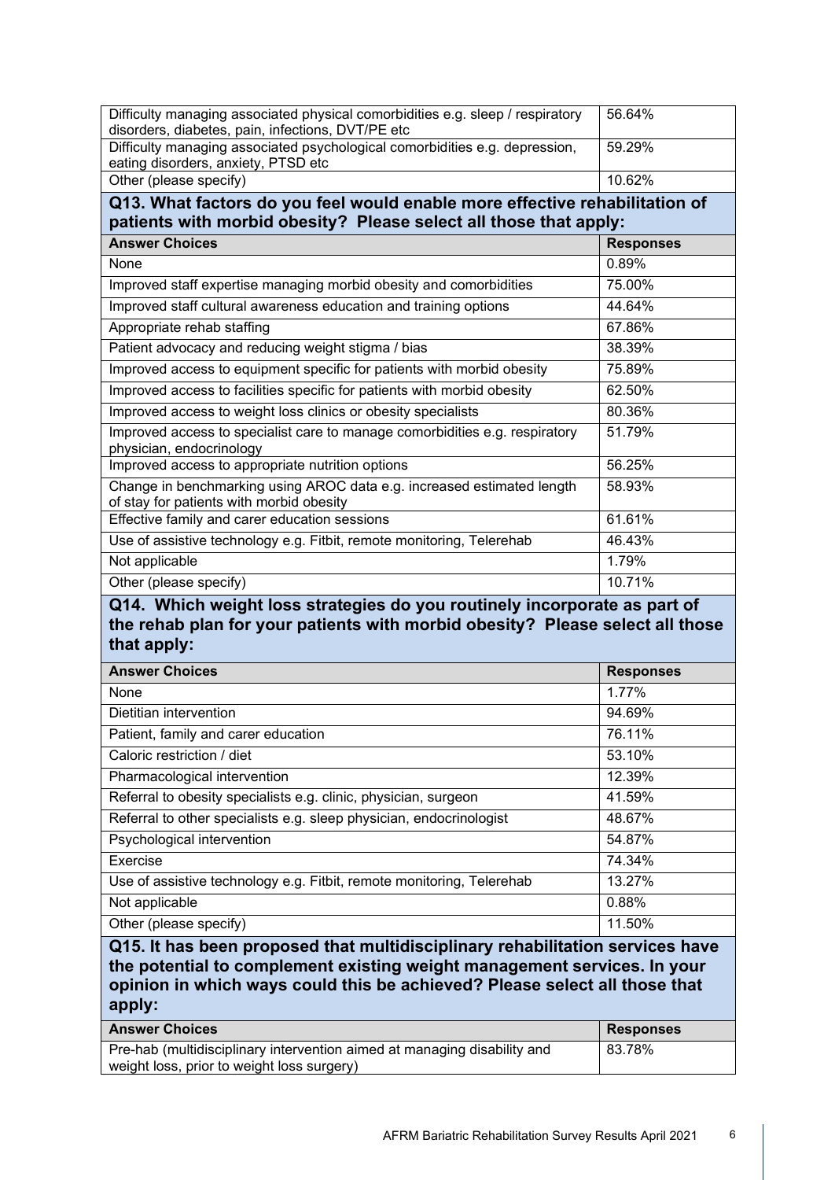| | |
|---|---|
| Difficulty managing associated physical comorbidities e.g. sleep / respiratory disorders, diabetes, pain, infections, DVT/PE etc | 56.64% |
| Difficulty managing associated psychological comorbidities e.g. depression, eating disorders, anxiety, PTSD etc | 59.29% |
| Other (please specify) | 10.62% |

### Q13. What factors do you feel would enable more effective rehabilitation of patients with morbid obesity? Please select all those that apply:

| Answer Choices | Responses |
|---|---|
| None | 0.89% |
| Improved staff expertise managing morbid obesity and comorbidities | 75.00% |
| Improved staff cultural awareness education and training options | 44.64% |
| Appropriate rehab staffing | 67.86% |
| Patient advocacy and reducing weight stigma / bias | 38.39% |
| Improved access to equipment specific for patients with morbid obesity | 75.89% |
| Improved access to facilities specific for patients with morbid obesity | 62.50% |
| Improved access to weight loss clinics or obesity specialists | 80.36% |
| Improved access to specialist care to manage comorbidities e.g. respiratory physician, endocrinology | 51.79% |
| Improved access to appropriate nutrition options | 56.25% |
| Change in benchmarking using AROC data e.g. increased estimated length of stay for patients with morbid obesity | 58.93% |
| Effective family and carer education sessions | 61.61% |
| Use of assistive technology e.g. Fitbit, remote monitoring, Telerehab | 46.43% |
| Not applicable | 1.79% |
| Other (please specify) | 10.71% |

### Q14. Which weight loss strategies do you routinely incorporate as part of the rehab plan for your patients with morbid obesity? Please select all those that apply:

| Answer Choices | Responses |
|---|---|
| None | 1.77% |
| Dietitian intervention | 94.69% |
| Patient, family and carer education | 76.11% |
| Caloric restriction / diet | 53.10% |
| Pharmacological intervention | 12.39% |
| Referral to obesity specialists e.g. clinic, physician, surgeon | 41.59% |
| Referral to other specialists e.g. sleep physician, endocrinologist | 48.67% |
| Psychological intervention | 54.87% |
| Exercise | 74.34% |
| Use of assistive technology e.g. Fitbit, remote monitoring, Telerehab | 13.27% |
| Not applicable | 0.88% |
| Other (please specify) | 11.50% |

### Q15. It has been proposed that multidisciplinary rehabilitation services have the potential to complement existing weight management services. In your opinion in which ways could this be achieved? Please select all those that apply:

| Answer Choices | Responses |
|---|---|
| Pre-hab (multidisciplinary intervention aimed at managing disability and weight loss, prior to weight loss surgery) | 83.78% |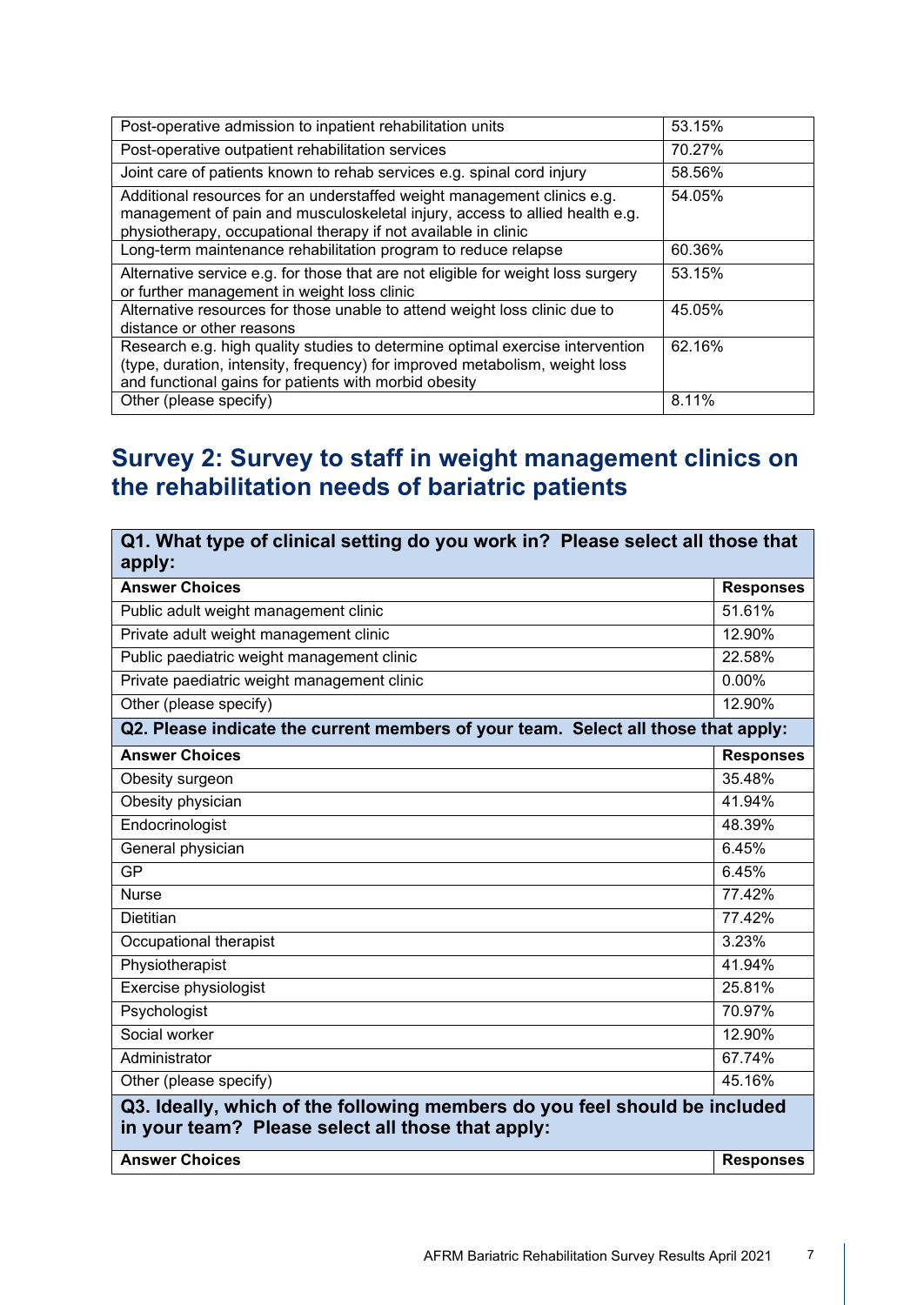| | |
|---|---|
| Post-operative admission to inpatient rehabilitation units | 53.15% |
| Post-operative outpatient rehabilitation services | 70.27% |
| Joint care of patients known to rehab services e.g. spinal cord injury | 58.56% |
| Additional resources for an understaffed weight management clinics e.g. management of pain and musculoskeletal injury, access to allied health e.g. physiotherapy, occupational therapy if not available in clinic | 54.05% |
| Long-term maintenance rehabilitation program to reduce relapse | 60.36% |
| Alternative service e.g. for those that are not eligible for weight loss surgery or further management in weight loss clinic | 53.15% |
| Alternative resources for those unable to attend weight loss clinic due to distance or other reasons | 45.05% |
| Research e.g. high quality studies to determine optimal exercise intervention (type, duration, intensity, frequency) for improved metabolism, weight loss and functional gains for patients with morbid obesity | 62.16% |
| Other (please specify) | 8.11% |

## Survey 2: Survey to staff in weight management clinics on the rehabilitation needs of bariatric patients

| **Q1. What type of clinical setting do you work in? Please select all those that apply:** | |
|---|---|
| **Answer Choices** | **Responses** |
| Public adult weight management clinic | 51.61% |
| Private adult weight management clinic | 12.90% |
| Public paediatric weight management clinic | 22.58% |
| Private paediatric weight management clinic | 0.00% |
| Other (please specify) | 12.90% |
| **Q2. Please indicate the current members of your team. Select all those that apply:** | |
| **Answer Choices** | **Responses** |
| Obesity surgeon | 35.48% |
| Obesity physician | 41.94% |
| Endocrinologist | 48.39% |
| General physician | 6.45% |
| GP | 6.45% |
| Nurse | 77.42% |
| Dietitian | 77.42% |
| Occupational therapist | 3.23% |
| Physiotherapist | 41.94% |
| Exercise physiologist | 25.81% |
| Psychologist | 70.97% |
| Social worker | 12.90% |
| Administrator | 67.74% |
| Other (please specify) | 45.16% |
| **Q3. Ideally, which of the following members do you feel should be included in your team? Please select all those that apply:** | |
| **Answer Choices** | **Responses** |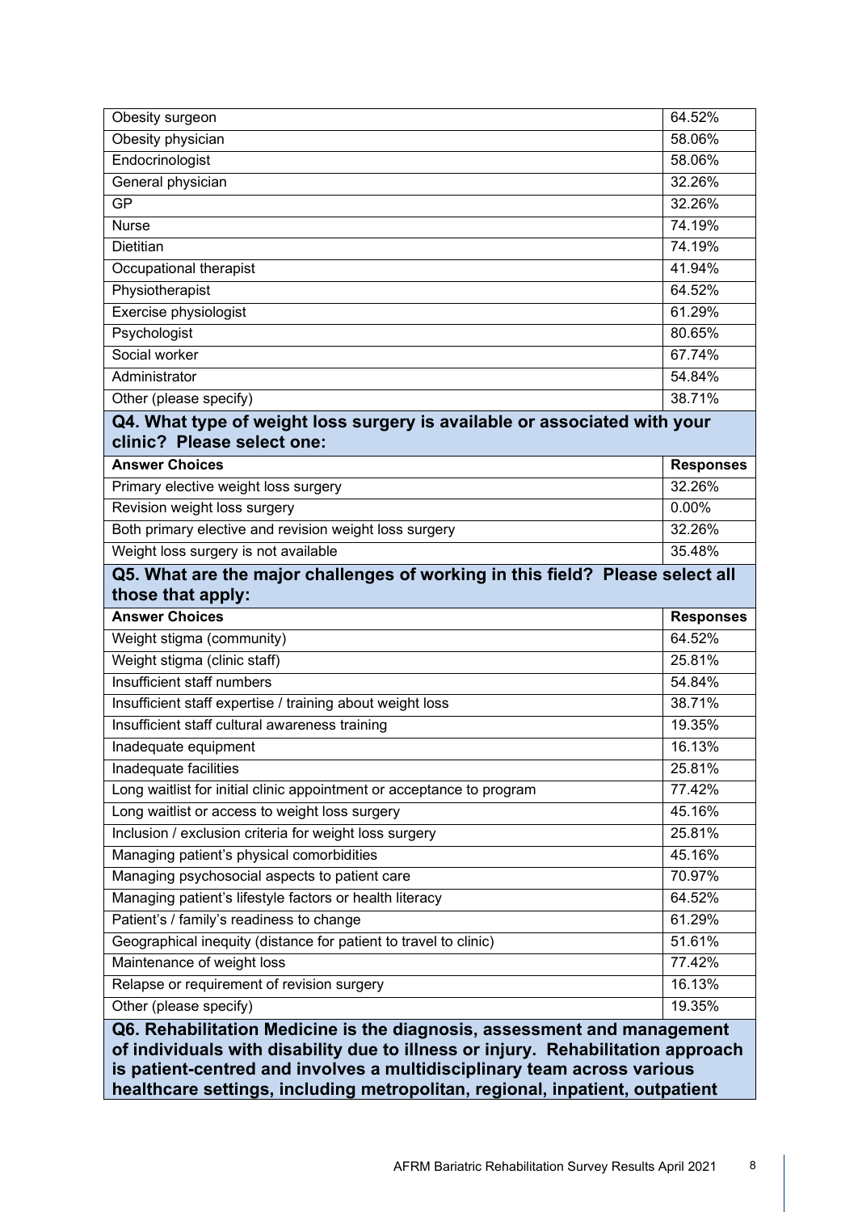| | |
|---|---|
| Obesity surgeon | 64.52% |
| Obesity physician | 58.06% |
| Endocrinologist | 58.06% |
| General physician | 32.26% |
| GP | 32.26% |
| Nurse | 74.19% |
| Dietitian | 74.19% |
| Occupational therapist | 41.94% |
| Physiotherapist | 64.52% |
| Exercise physiologist | 61.29% |
| Psychologist | 80.65% |
| Social worker | 67.74% |
| Administrator | 54.84% |
| Other (please specify) | 38.71% |

### Q4. What type of weight loss surgery is available or associated with your clinic? Please select one:

| Answer Choices | Responses |
|---|---|
| Primary elective weight loss surgery | 32.26% |
| Revision weight loss surgery | 0.00% |
| Both primary elective and revision weight loss surgery | 32.26% |
| Weight loss surgery is not available | 35.48% |

### Q5. What are the major challenges of working in this field? Please select all those that apply:

| Answer Choices | Responses |
|---|---|
| Weight stigma (community) | 64.52% |
| Weight stigma (clinic staff) | 25.81% |
| Insufficient staff numbers | 54.84% |
| Insufficient staff expertise / training about weight loss | 38.71% |
| Insufficient staff cultural awareness training | 19.35% |
| Inadequate equipment | 16.13% |
| Inadequate facilities | 25.81% |
| Long waitlist for initial clinic appointment or acceptance to program | 77.42% |
| Long waitlist or access to weight loss surgery | 45.16% |
| Inclusion / exclusion criteria for weight loss surgery | 25.81% |
| Managing patient's physical comorbidities | 45.16% |
| Managing psychosocial aspects to patient care | 70.97% |
| Managing patient's lifestyle factors or health literacy | 64.52% |
| Patient's / family's readiness to change | 61.29% |
| Geographical inequity (distance for patient to travel to clinic) | 51.61% |
| Maintenance of weight loss | 77.42% |
| Relapse or requirement of revision surgery | 16.13% |
| Other (please specify) | 19.35% |

### Q6. Rehabilitation Medicine is the diagnosis, assessment and management of individuals with disability due to illness or injury. Rehabilitation approach is patient-centred and involves a multidisciplinary team across various healthcare settings, including metropolitan, regional, inpatient, outpatient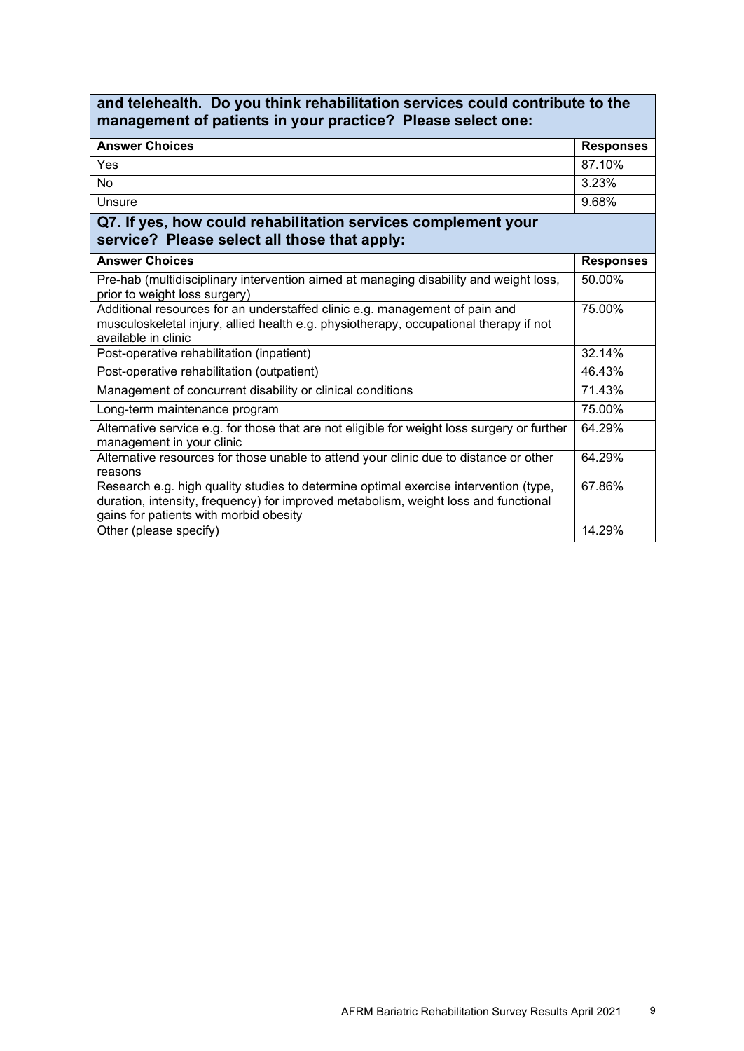**and telehealth. Do you think rehabilitation services could contribute to the management of patients in your practice? Please select one:**

| Answer Choices | Responses |
|---|---|
| Yes | 87.10% |
| No | 3.23% |
| Unsure | 9.68% |

### Q7. If yes, how could rehabilitation services complement your service? Please select all those that apply:

| Answer Choices | Responses |
|---|---|
| Pre-hab (multidisciplinary intervention aimed at managing disability and weight loss, prior to weight loss surgery) | 50.00% |
| Additional resources for an understaffed clinic e.g. management of pain and musculoskeletal injury, allied health e.g. physiotherapy, occupational therapy if not available in clinic | 75.00% |
| Post-operative rehabilitation (inpatient) | 32.14% |
| Post-operative rehabilitation (outpatient) | 46.43% |
| Management of concurrent disability or clinical conditions | 71.43% |
| Long-term maintenance program | 75.00% |
| Alternative service e.g. for those that are not eligible for weight loss surgery or further management in your clinic | 64.29% |
| Alternative resources for those unable to attend your clinic due to distance or other reasons | 64.29% |
| Research e.g. high quality studies to determine optimal exercise intervention (type, duration, intensity, frequency) for improved metabolism, weight loss and functional gains for patients with morbid obesity | 67.86% |
| Other (please specify) | 14.29% |